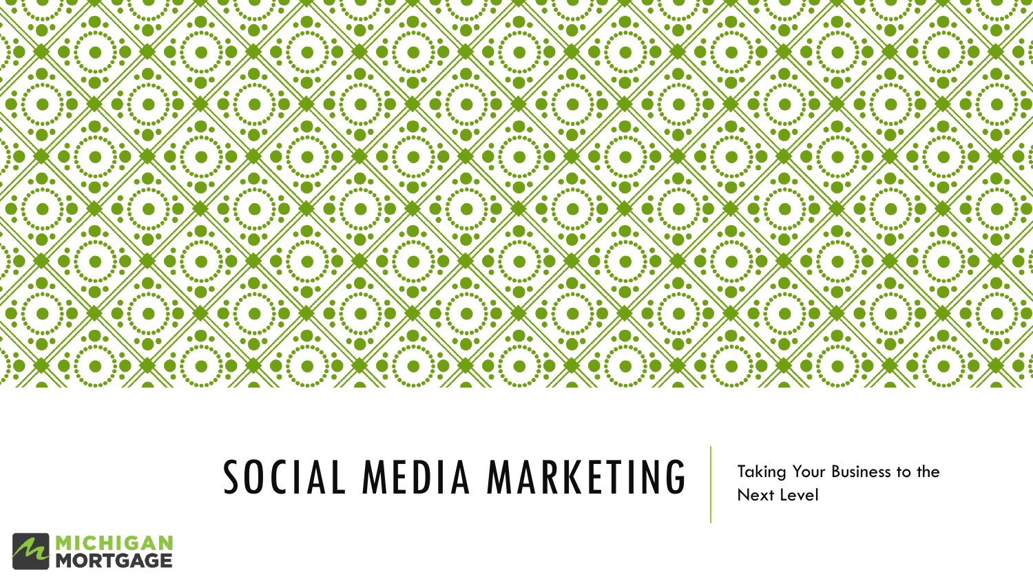# SOCIAL MEDIA MARKETING

Taking Your Business to the Next Level

MICHIGAN MORTGAGE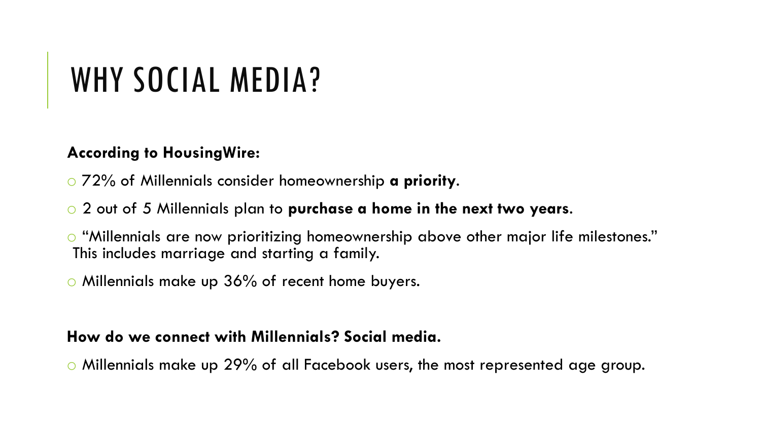# WHY SOCIAL MEDIA?

**According to HousingWire:**

- 72% of Millennials consider homeownership **a priority**.
- 2 out of 5 Millennials plan to **purchase a home in the next two years**.
- "Millennials are now prioritizing homeownership above other major life milestones." This includes marriage and starting a family.
- Millennials make up 36% of recent home buyers.

**How do we connect with Millennials? Social media.**

- Millennials make up 29% of all Facebook users, the most represented age group.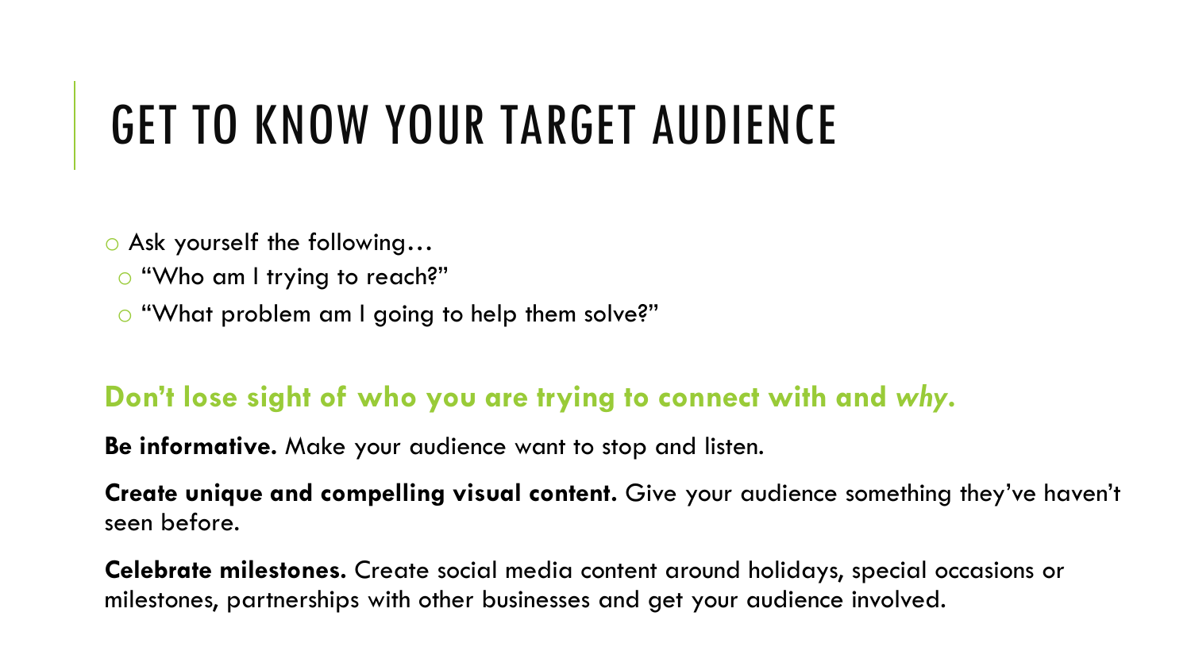# GET TO KNOW YOUR TARGET AUDIENCE

- Ask yourself the following…
  - "Who am I trying to reach?"
  - "What problem am I going to help them solve?"

**Don't lose sight of who you are trying to connect with and *why*.**

**Be informative.** Make your audience want to stop and listen.

**Create unique and compelling visual content.** Give your audience something they've haven't seen before.

**Celebrate milestones.** Create social media content around holidays, special occasions or milestones, partnerships with other businesses and get your audience involved.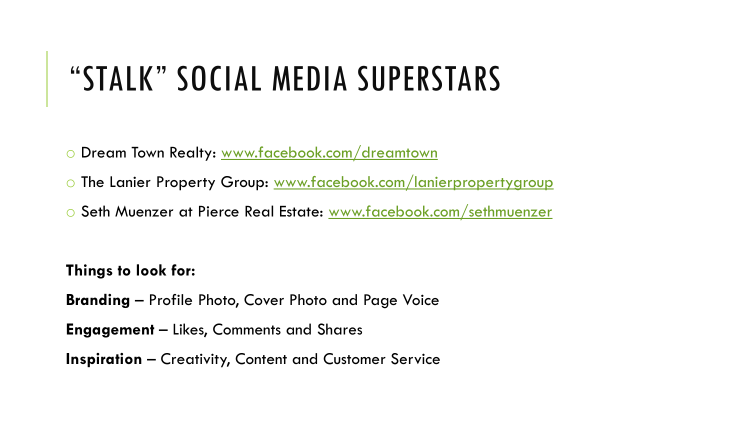# "STALK" SOCIAL MEDIA SUPERSTARS

- Dream Town Realty: [www.facebook.com/dreamtown](www.facebook.com/dreamtown)
- The Lanier Property Group: [www.facebook.com/lanierpropertygroup](www.facebook.com/lanierpropertygroup)
- Seth Muenzer at Pierce Real Estate: [www.facebook.com/sethmuenzer](www.facebook.com/sethmuenzer)

**Things to look for:**

**Branding** – Profile Photo, Cover Photo and Page Voice

**Engagement** – Likes, Comments and Shares

**Inspiration** – Creativity, Content and Customer Service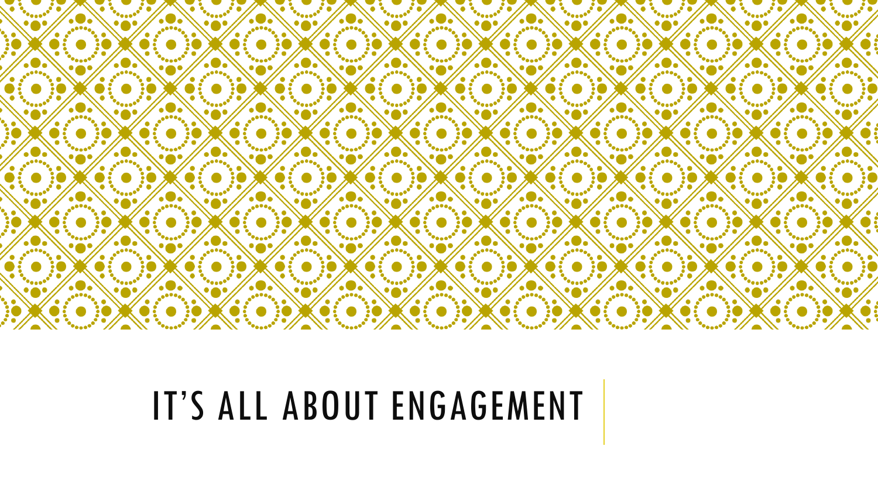# IT'S ALL ABOUT ENGAGEMENT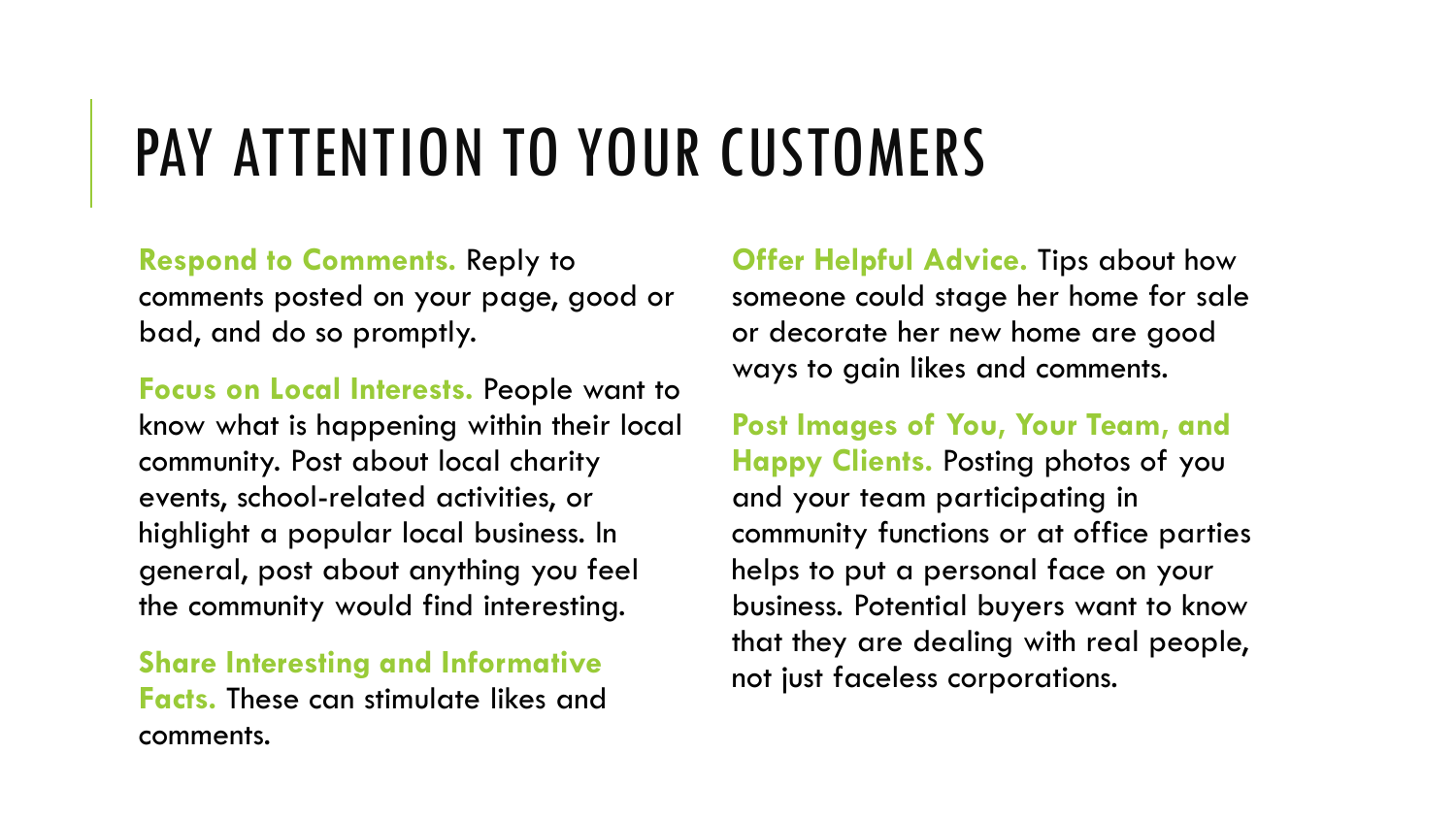# PAY ATTENTION TO YOUR CUSTOMERS

**Respond to Comments.** Reply to comments posted on your page, good or bad, and do so promptly.

**Focus on Local Interests.** People want to know what is happening within their local community. Post about local charity events, school-related activities, or highlight a popular local business. In general, post about anything you feel the community would find interesting.

**Share Interesting and Informative Facts.** These can stimulate likes and comments.

**Offer Helpful Advice.** Tips about how someone could stage her home for sale or decorate her new home are good ways to gain likes and comments.

**Post Images of You, Your Team, and Happy Clients.** Posting photos of you and your team participating in community functions or at office parties helps to put a personal face on your business. Potential buyers want to know that they are dealing with real people, not just faceless corporations.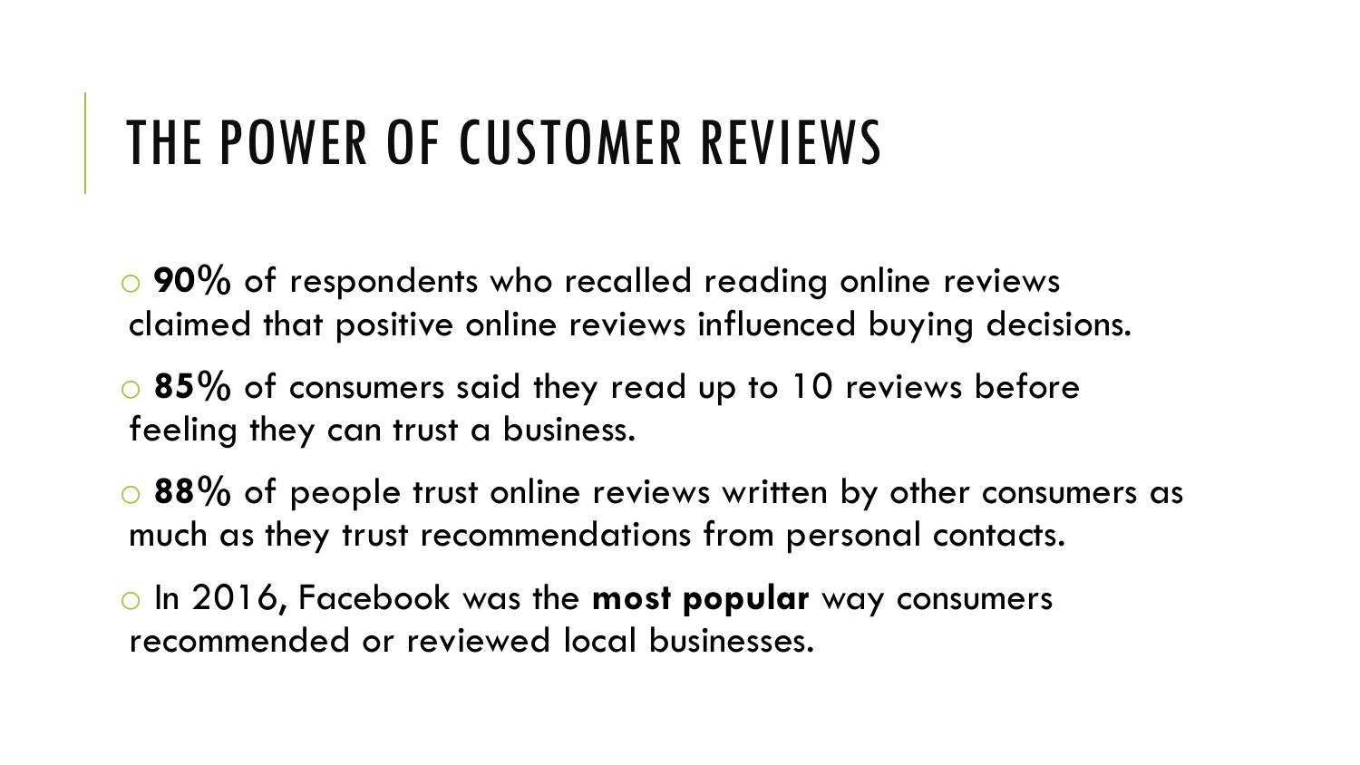# THE POWER OF CUSTOMER REVIEWS

- **90%** of respondents who recalled reading online reviews claimed that positive online reviews influenced buying decisions.
- **85%** of consumers said they read up to 10 reviews before feeling they can trust a business.
- **88%** of people trust online reviews written by other consumers as much as they trust recommendations from personal contacts.
- In 2016, Facebook was the **most popular** way consumers recommended or reviewed local businesses.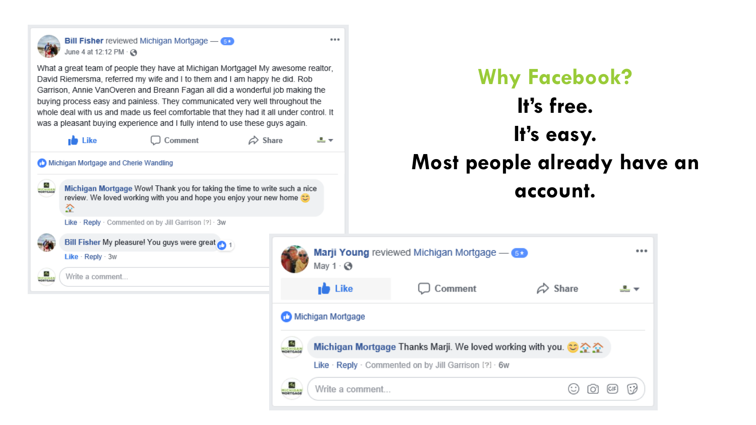**Bill Fisher** reviewed **Michigan Mortgage** — 5★
June 4 at 12:12 PM

What a great team of people they have at Michigan Mortgage! My awesome realtor, David Riemersma, referred my wife and I to them and I am happy he did. Rob Garrison, Annie VanOveren and Breann Fagan all did a wonderful job making the buying process easy and painless. They communicated very well throughout the whole deal with us and made us feel comfortable that they had it all under control. It was a pleasant buying experience and I fully intend to use these guys again.

Like · Comment · Share

Michigan Mortgage and Cherie Wandling

**Michigan Mortgage** Wow! Thank you for taking the time to write such a nice review. We loved working with you and hope you enjoy your new home 😊 🏠
Like · Reply · Commented on by Jill Garrison [?] · 3w

**Bill Fisher** My pleasure! You guys were great 👍 1
Like · Reply · 3w

Write a comment...

# Why Facebook?

**It's free.**

**It's easy.**

**Most people already have an account.**

**Marji Young** reviewed **Michigan Mortgage** — 5★
May 1

Like · Comment · Share

Michigan Mortgage

**Michigan Mortgage** Thanks Marji. We loved working with you. 😊🏠🏠
Like · Reply · Commented on by Jill Garrison [?] · 6w

Write a comment...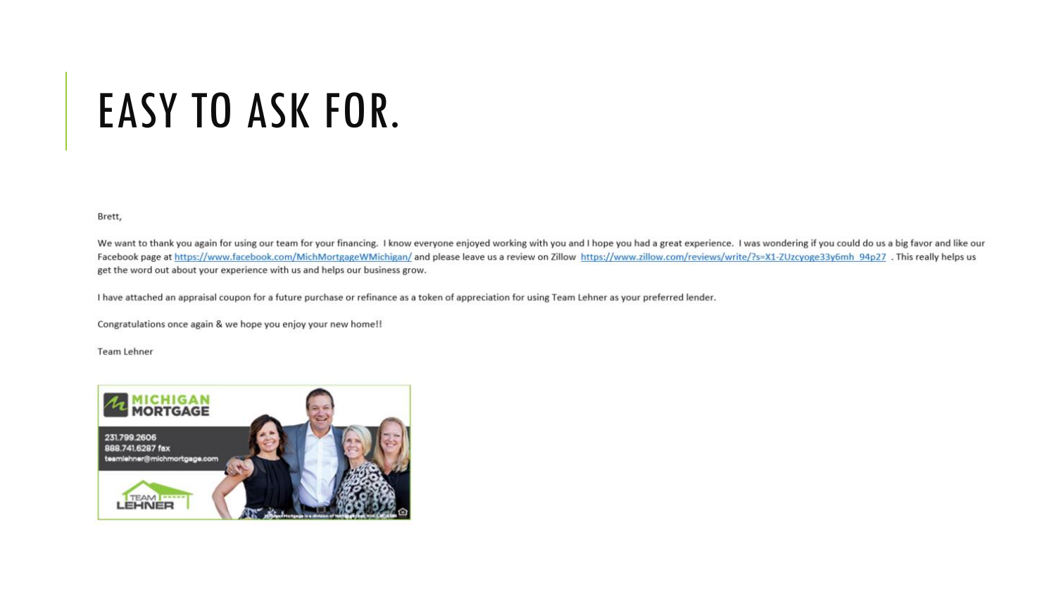# EASY TO ASK FOR.

Brett,

We want to thank you again for using our team for your financing. I know everyone enjoyed working with you and I hope you had a great experience. I was wondering if you could do us a big favor and like our Facebook page at https://www.facebook.com/MichMortgageWMichigan/ and please leave us a review on Zillow https://www.zillow.com/reviews/write/?s=X1-ZUzcyoge33y6mh_94p27 . This really helps us get the word out about your experience with us and helps our business grow.

I have attached an appraisal coupon for a future purchase or refinance as a token of appreciation for using Team Lehner as your preferred lender.

Congratulations once again & we hope you enjoy your new home!!

Team Lehner

MICHIGAN MORTGAGE

231.799.2606
888.741.6287 fax
teamlehner@michmortgage.com

TEAM LEHNER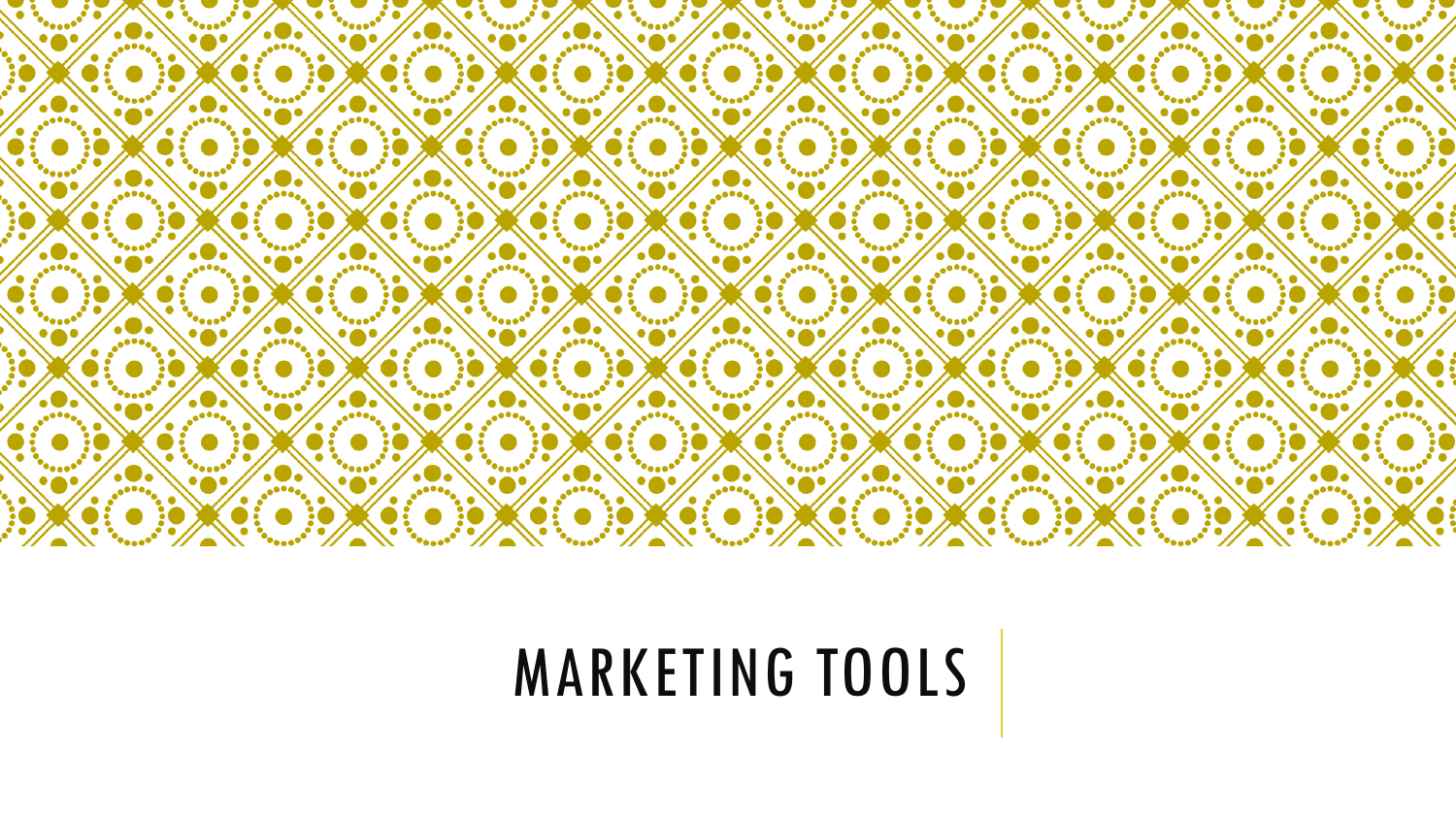# MARKETING TOOLS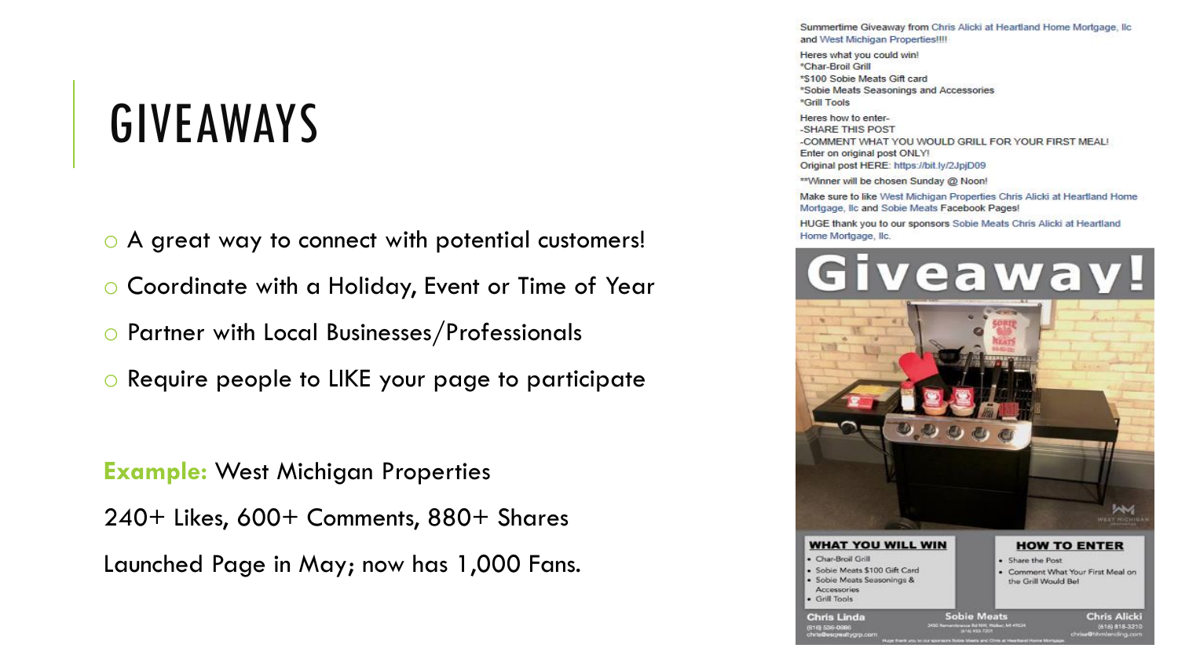# GIVEAWAYS

- A great way to connect with potential customers!
- Coordinate with a Holiday, Event or Time of Year
- Partner with Local Businesses/Professionals
- Require people to LIKE your page to participate

**Example:** West Michigan Properties

240+ Likes, 600+ Comments, 880+ Shares

Launched Page in May; now has 1,000 Fans.

Summertime Giveaway from Chris Alicki at Heartland Home Mortgage, llc and West Michigan Properties!!!!

Heres what you could win!
*Char-Broil Grill
*$100 Sobie Meats Gift card
*Sobie Meats Seasonings and Accessories
*Grill Tools

Heres how to enter-
-SHARE THIS POST
-COMMENT WHAT YOU WOULD GRILL FOR YOUR FIRST MEAL!
Enter on original post ONLY!
Original post HERE: https://bit.ly/2JpjD09

**Winner will be chosen Sunday @ Noon!

Make sure to like West Michigan Properties Chris Alicki at Heartland Home Mortgage, llc and Sobie Meats Facebook Pages!

HUGE thank you to our sponsors Sobie Meats Chris Alicki at Heartland Home Mortgage, llc.

**Giveaway!**

**WHAT YOU WILL WIN**
- Char-Broil Grill
- Sobie Meats $100 Gift Card
- Sobie Meats Seasonings & Accessories
- Grill Tools

**HOW TO ENTER**
- Share the Post
- Comment What Your First Meal on the Grill Would Be!

**Chris Linda** (616) 536-0986 chris@esqrealtygrp.com

**Sobie Meats** 3400 Remembrance Rd NW, Walker, MI 49534

**Chris Alicki** (616) 818-3210

Huge thank you to our sponsors Sobie Meats and Chris at Heartland Home Mortgage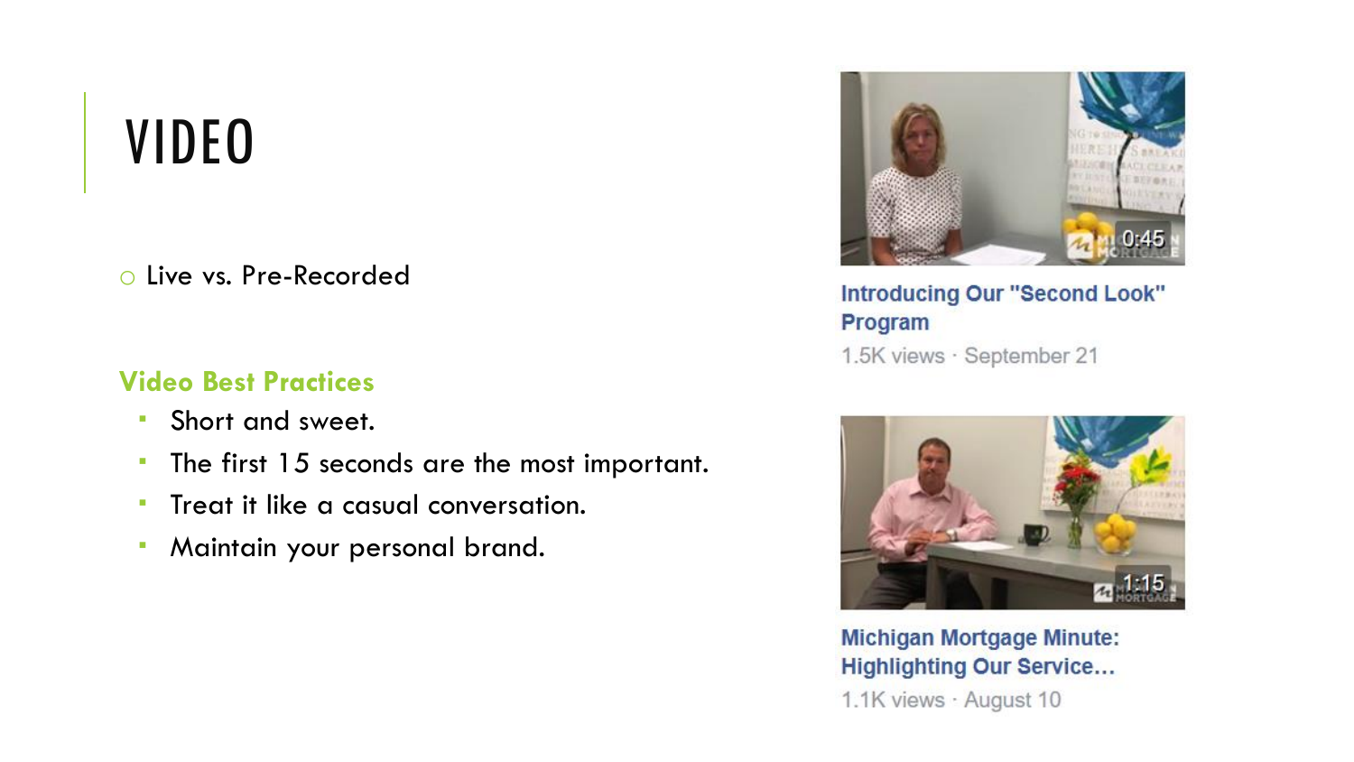# VIDEO

- Live vs. Pre-Recorded

**Video Best Practices**

- Short and sweet.
- The first 15 seconds are the most important.
- Treat it like a casual conversation.
- Maintain your personal brand.

Introducing Our "Second Look" Program
1.5K views · September 21

Michigan Mortgage Minute: Highlighting Our Service...
1.1K views · August 10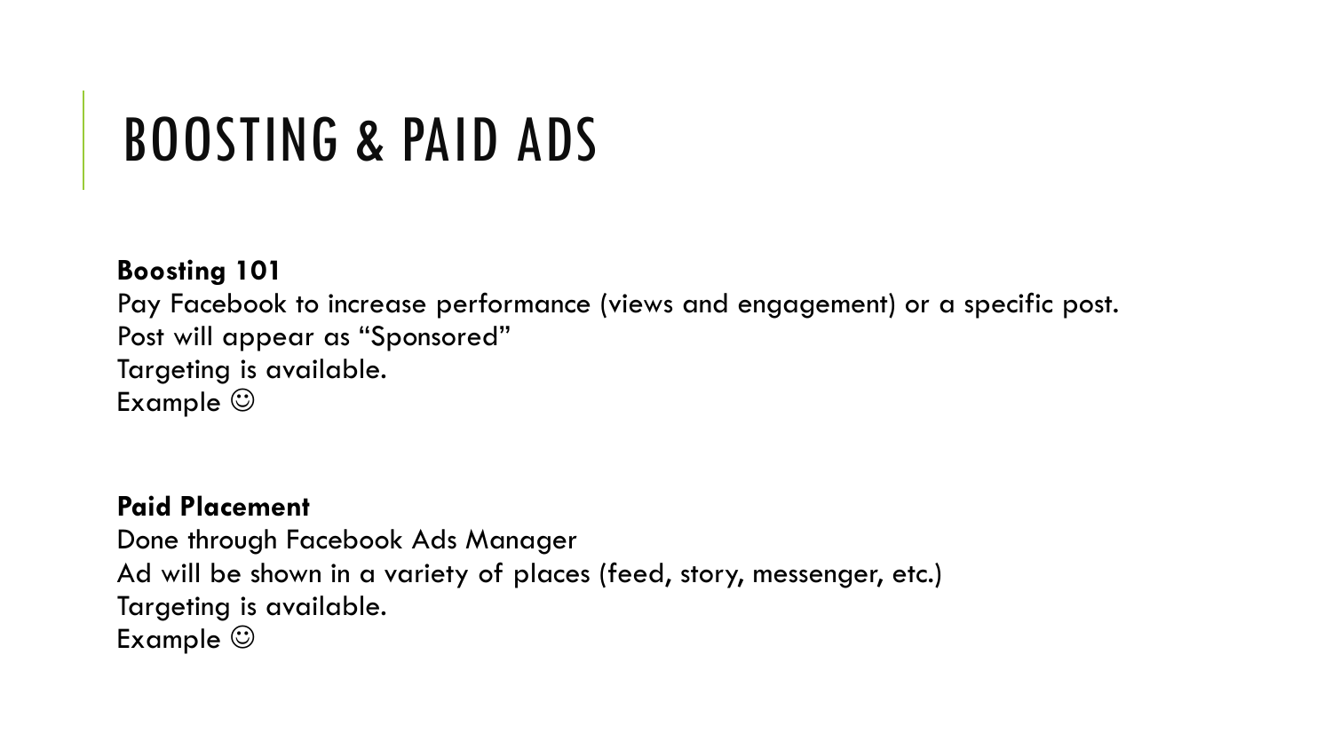# BOOSTING & PAID ADS

**Boosting 101**
Pay Facebook to increase performance (views and engagement) or a specific post.
Post will appear as "Sponsored"
Targeting is available.
Example ☺

**Paid Placement**
Done through Facebook Ads Manager
Ad will be shown in a variety of places (feed, story, messenger, etc.)
Targeting is available.
Example ☺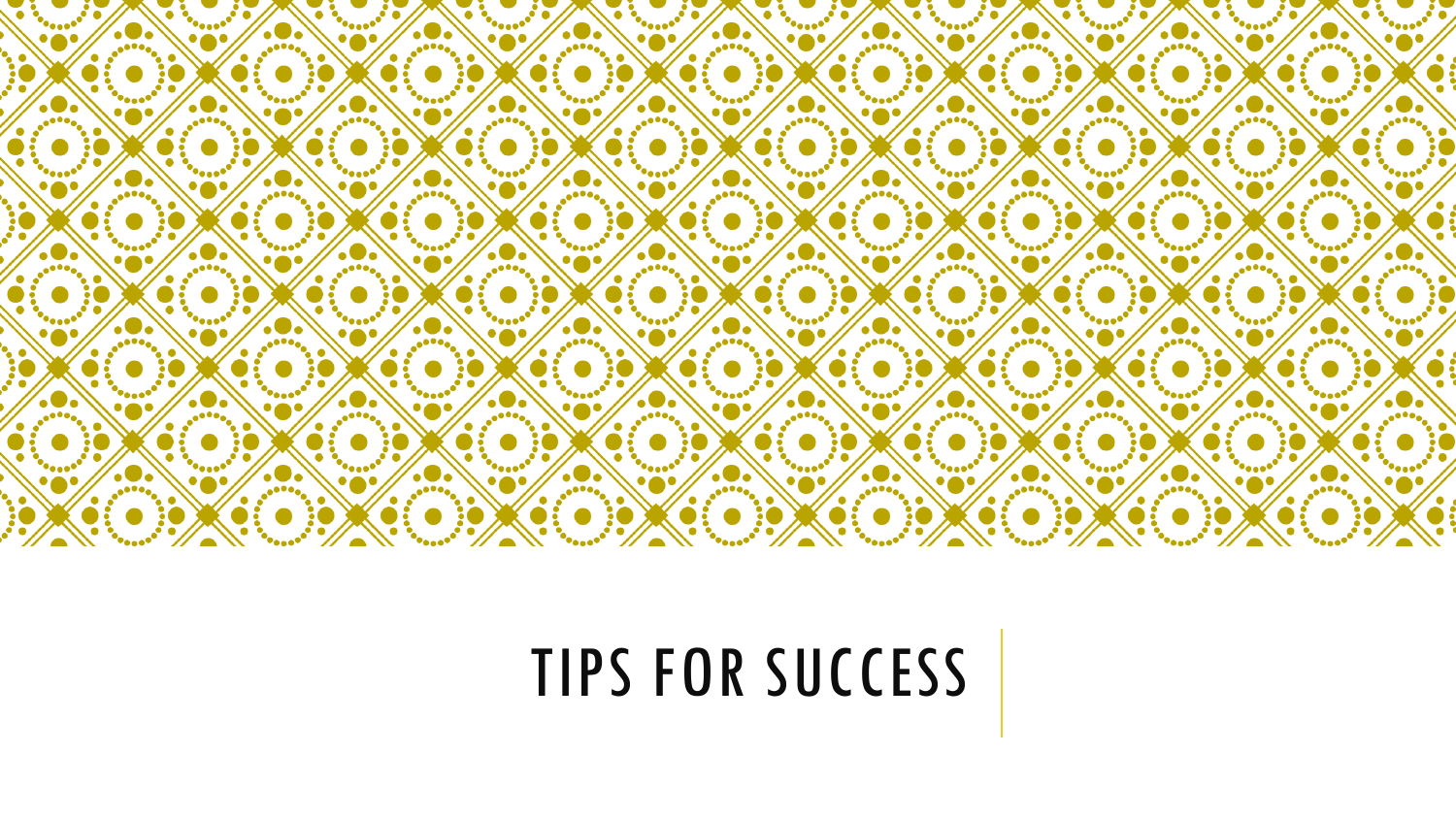# TIPS FOR SUCCESS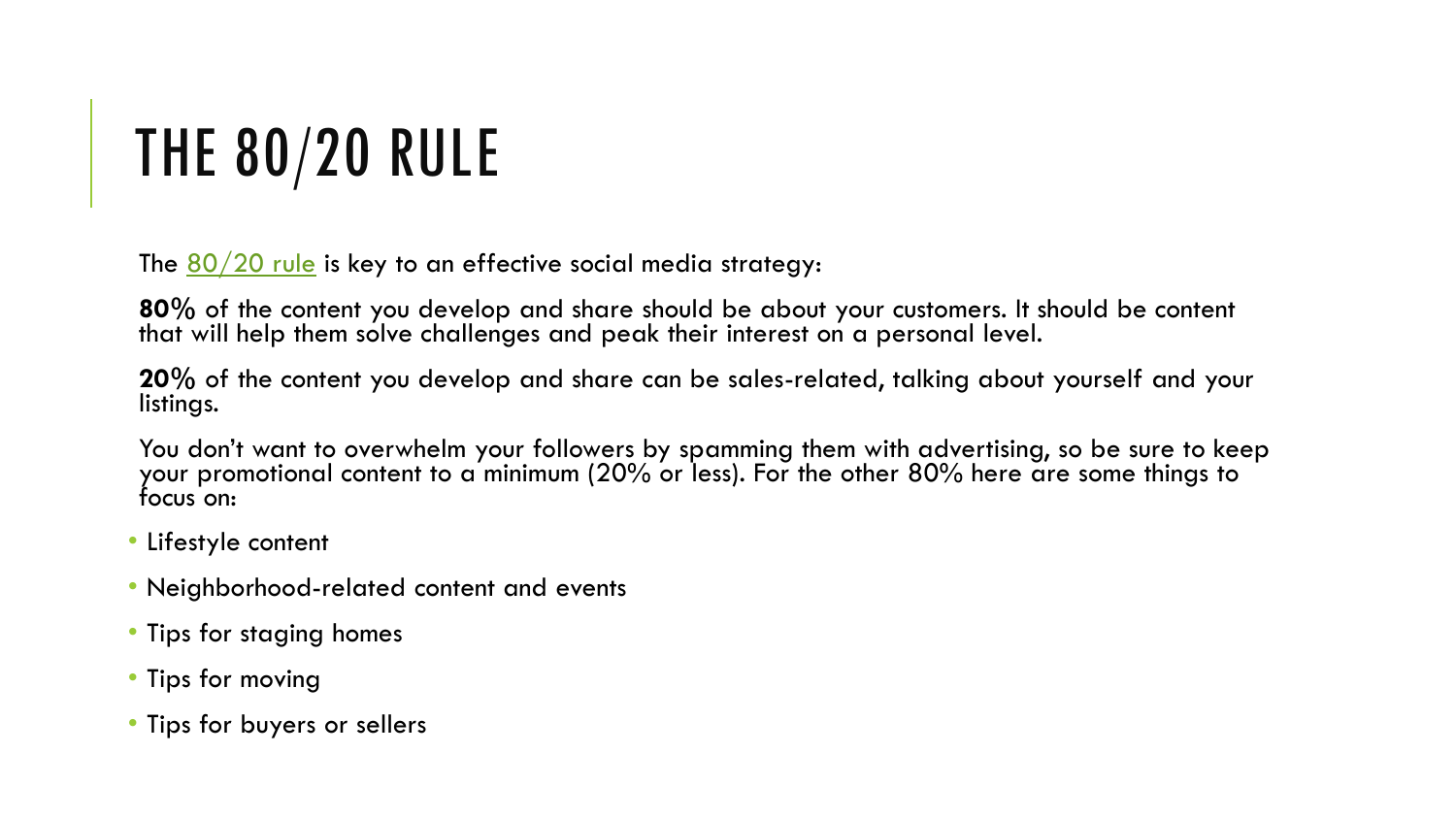# THE 80/20 RULE

The 80/20 rule is key to an effective social media strategy:

**80%** of the content you develop and share should be about your customers. It should be content that will help them solve challenges and peak their interest on a personal level.

**20%** of the content you develop and share can be sales-related, talking about yourself and your listings.

You don't want to overwhelm your followers by spamming them with advertising, so be sure to keep your promotional content to a minimum (20% or less). For the other 80% here are some things to focus on:

- Lifestyle content
- Neighborhood-related content and events
- Tips for staging homes
- Tips for moving
- Tips for buyers or sellers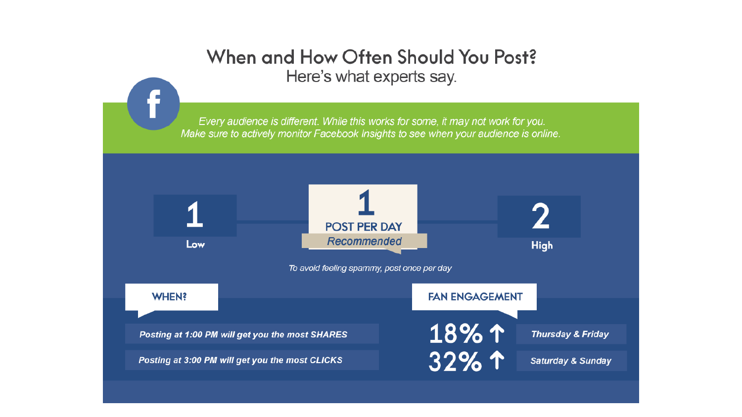# When and How Often Should You Post?

Here's what experts say.

*Every audience is different. While this works for some, it may not work for you.*
*Make sure to actively monitor Facebook Insights to see when your audience is online.*

1
Low

1
POST PER DAY
*Recommended*

2
High

*To avoid feeling spammy, post once per day*

## WHEN?

***Posting at 1:00 PM will get you the most SHARES***

***Posting at 3:00 PM will get you the most CLICKS***

## FAN ENGAGEMENT

18% ↑ ***Thursday & Friday***

32% ↑ ***Saturday & Sunday***